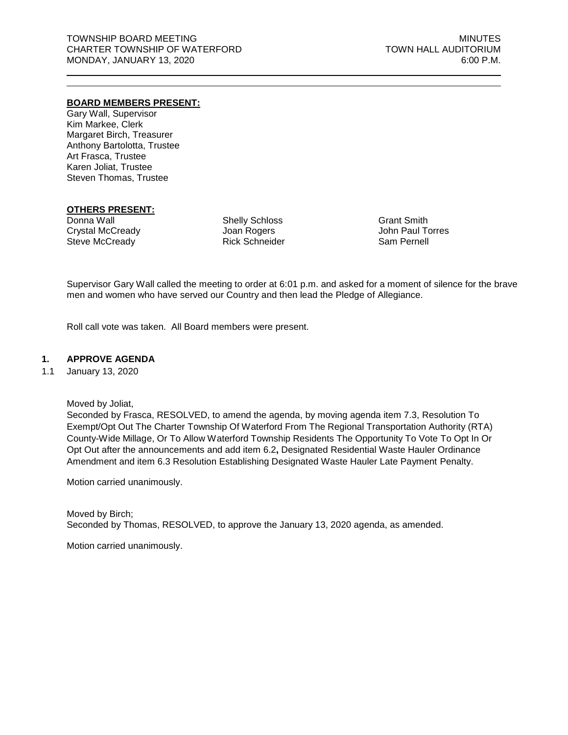TOWNSHIP BOARD MEETING
CHARTER TOWNSHIP OF WATERFORD
MONDAY, JANUARY 13, 2020

MINUTES
TOWN HALL AUDITORIUM
6:00 P.M.

---

**BOARD MEMBERS PRESENT:**

Gary Wall, Supervisor
Kim Markee, Clerk
Margaret Birch, Treasurer
Anthony Bartolotta, Trustee
Art Frasca, Trustee
Karen Joliat, Trustee
Steven Thomas, Trustee

**OTHERS PRESENT:**

| | | |
|---|---|---|
| Donna Wall | Shelly Schloss | Grant Smith |
| Crystal McCready | Joan Rogers | John Paul Torres |
| Steve McCready | Rick Schneider | Sam Pernell |

Supervisor Gary Wall called the meeting to order at 6:01 p.m. and asked for a moment of silence for the brave men and women who have served our Country and then lead the Pledge of Allegiance.

Roll call vote was taken. All Board members were present.

## 1. APPROVE AGENDA

1.1 January 13, 2020

Moved by Joliat,
Seconded by Frasca, RESOLVED, to amend the agenda, by moving agenda item 7.3, Resolution To Exempt/Opt Out The Charter Township Of Waterford From The Regional Transportation Authority (RTA) County-Wide Millage, Or To Allow Waterford Township Residents The Opportunity To Vote To Opt In Or Opt Out after the announcements and add item 6.2**,** Designated Residential Waste Hauler Ordinance Amendment and item 6.3 Resolution Establishing Designated Waste Hauler Late Payment Penalty.

Motion carried unanimously.

Moved by Birch;
Seconded by Thomas, RESOLVED, to approve the January 13, 2020 agenda, as amended.

Motion carried unanimously.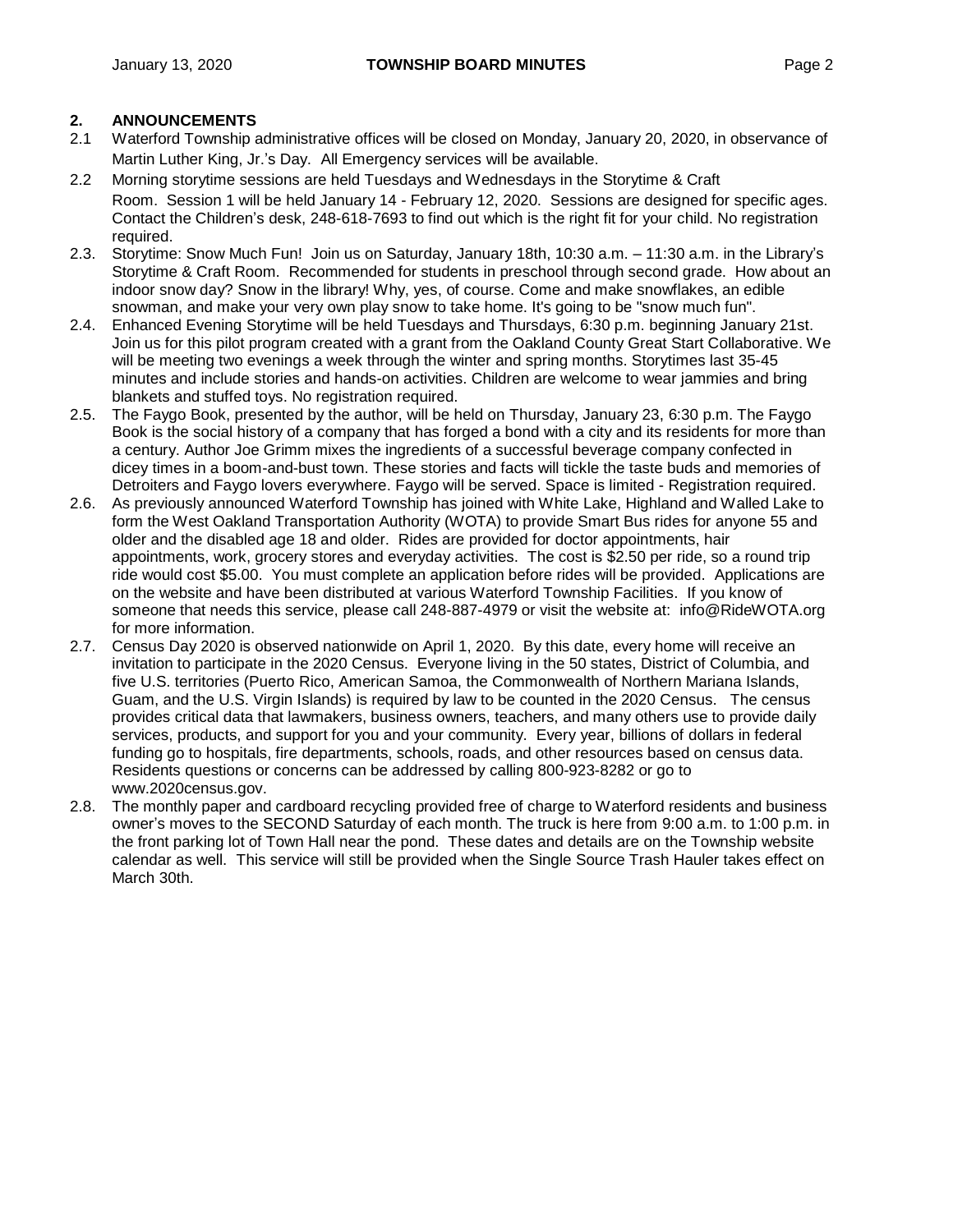## 2. ANNOUNCEMENTS

2.1 Waterford Township administrative offices will be closed on Monday, January 20, 2020, in observance of Martin Luther King, Jr.'s Day. All Emergency services will be available.

2.2 Morning storytime sessions are held Tuesdays and Wednesdays in the Storytime & Craft Room. Session 1 will be held January 14 - February 12, 2020. Sessions are designed for specific ages. Contact the Children's desk, 248-618-7693 to find out which is the right fit for your child. No registration required.

2.3. Storytime: Snow Much Fun! Join us on Saturday, January 18th, 10:30 a.m. – 11:30 a.m. in the Library's Storytime & Craft Room. Recommended for students in preschool through second grade. How about an indoor snow day? Snow in the library! Why, yes, of course. Come and make snowflakes, an edible snowman, and make your very own play snow to take home. It's going to be "snow much fun".

2.4. Enhanced Evening Storytime will be held Tuesdays and Thursdays, 6:30 p.m. beginning January 21st. Join us for this pilot program created with a grant from the Oakland County Great Start Collaborative. We will be meeting two evenings a week through the winter and spring months. Storytimes last 35-45 minutes and include stories and hands-on activities. Children are welcome to wear jammies and bring blankets and stuffed toys. No registration required.

2.5. The Faygo Book, presented by the author, will be held on Thursday, January 23, 6:30 p.m. The Faygo Book is the social history of a company that has forged a bond with a city and its residents for more than a century. Author Joe Grimm mixes the ingredients of a successful beverage company confected in dicey times in a boom-and-bust town. These stories and facts will tickle the taste buds and memories of Detroiters and Faygo lovers everywhere. Faygo will be served. Space is limited - Registration required.

2.6. As previously announced Waterford Township has joined with White Lake, Highland and Walled Lake to form the West Oakland Transportation Authority (WOTA) to provide Smart Bus rides for anyone 55 and older and the disabled age 18 and older. Rides are provided for doctor appointments, hair appointments, work, grocery stores and everyday activities. The cost is $2.50 per ride, so a round trip ride would cost $5.00. You must complete an application before rides will be provided. Applications are on the website and have been distributed at various Waterford Township Facilities. If you know of someone that needs this service, please call 248-887-4979 or visit the website at: info@RideWOTA.org for more information.

2.7. Census Day 2020 is observed nationwide on April 1, 2020. By this date, every home will receive an invitation to participate in the 2020 Census. Everyone living in the 50 states, District of Columbia, and five U.S. territories (Puerto Rico, American Samoa, the Commonwealth of Northern Mariana Islands, Guam, and the U.S. Virgin Islands) is required by law to be counted in the 2020 Census. The census provides critical data that lawmakers, business owners, teachers, and many others use to provide daily services, products, and support for you and your community. Every year, billions of dollars in federal funding go to hospitals, fire departments, schools, roads, and other resources based on census data. Residents questions or concerns can be addressed by calling 800-923-8282 or go to www.2020census.gov.

2.8. The monthly paper and cardboard recycling provided free of charge to Waterford residents and business owner's moves to the SECOND Saturday of each month. The truck is here from 9:00 a.m. to 1:00 p.m. in the front parking lot of Town Hall near the pond. These dates and details are on the Township website calendar as well. This service will still be provided when the Single Source Trash Hauler takes effect on March 30th.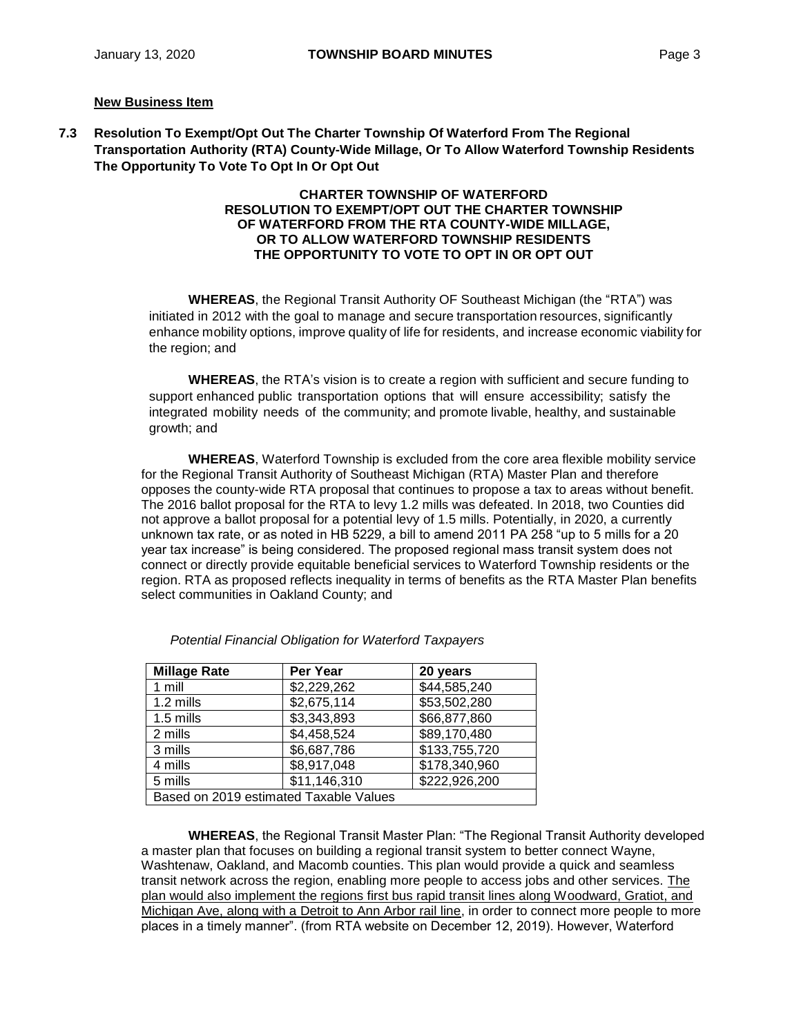**New Business Item**

**7.3 Resolution To Exempt/Opt Out The Charter Township Of Waterford From The Regional Transportation Authority (RTA) County-Wide Millage, Or To Allow Waterford Township Residents The Opportunity To Vote To Opt In Or Opt Out**

**CHARTER TOWNSHIP OF WATERFORD**
**RESOLUTION TO EXEMPT/OPT OUT THE CHARTER TOWNSHIP OF WATERFORD FROM THE RTA COUNTY-WIDE MILLAGE, OR TO ALLOW WATERFORD TOWNSHIP RESIDENTS THE OPPORTUNITY TO VOTE TO OPT IN OR OPT OUT**

**WHEREAS**, the Regional Transit Authority OF Southeast Michigan (the "RTA") was initiated in 2012 with the goal to manage and secure transportation resources, significantly enhance mobility options, improve quality of life for residents, and increase economic viability for the region; and

**WHEREAS**, the RTA's vision is to create a region with sufficient and secure funding to support enhanced public transportation options that will ensure accessibility; satisfy the integrated mobility needs of the community; and promote livable, healthy, and sustainable growth; and

**WHEREAS**, Waterford Township is excluded from the core area flexible mobility service for the Regional Transit Authority of Southeast Michigan (RTA) Master Plan and therefore opposes the county-wide RTA proposal that continues to propose a tax to areas without benefit. The 2016 ballot proposal for the RTA to levy 1.2 mills was defeated. In 2018, two Counties did not approve a ballot proposal for a potential levy of 1.5 mills. Potentially, in 2020, a currently unknown tax rate, or as noted in HB 5229, a bill to amend 2011 PA 258 "up to 5 mills for a 20 year tax increase" is being considered. The proposed regional mass transit system does not connect or directly provide equitable beneficial services to Waterford Township residents or the region. RTA as proposed reflects inequality in terms of benefits as the RTA Master Plan benefits select communities in Oakland County; and

*Potential Financial Obligation for Waterford Taxpayers*

| Millage Rate | Per Year | 20 years |
|---|---|---|
| 1 mill | $2,229,262 | $44,585,240 |
| 1.2 mills | $2,675,114 | $53,502,280 |
| 1.5 mills | $3,343,893 | $66,877,860 |
| 2 mills | $4,458,524 | $89,170,480 |
| 3 mills | $6,687,786 | $133,755,720 |
| 4 mills | $8,917,048 | $178,340,960 |
| 5 mills | $11,146,310 | $222,926,200 |
| Based on 2019 estimated Taxable Values | | |

**WHEREAS**, the Regional Transit Master Plan: "The Regional Transit Authority developed a master plan that focuses on building a regional transit system to better connect Wayne, Washtenaw, Oakland, and Macomb counties. This plan would provide a quick and seamless transit network across the region, enabling more people to access jobs and other services. The plan would also implement the regions first bus rapid transit lines along Woodward, Gratiot, and Michigan Ave, along with a Detroit to Ann Arbor rail line, in order to connect more people to more places in a timely manner". (from RTA website on December 12, 2019). However, Waterford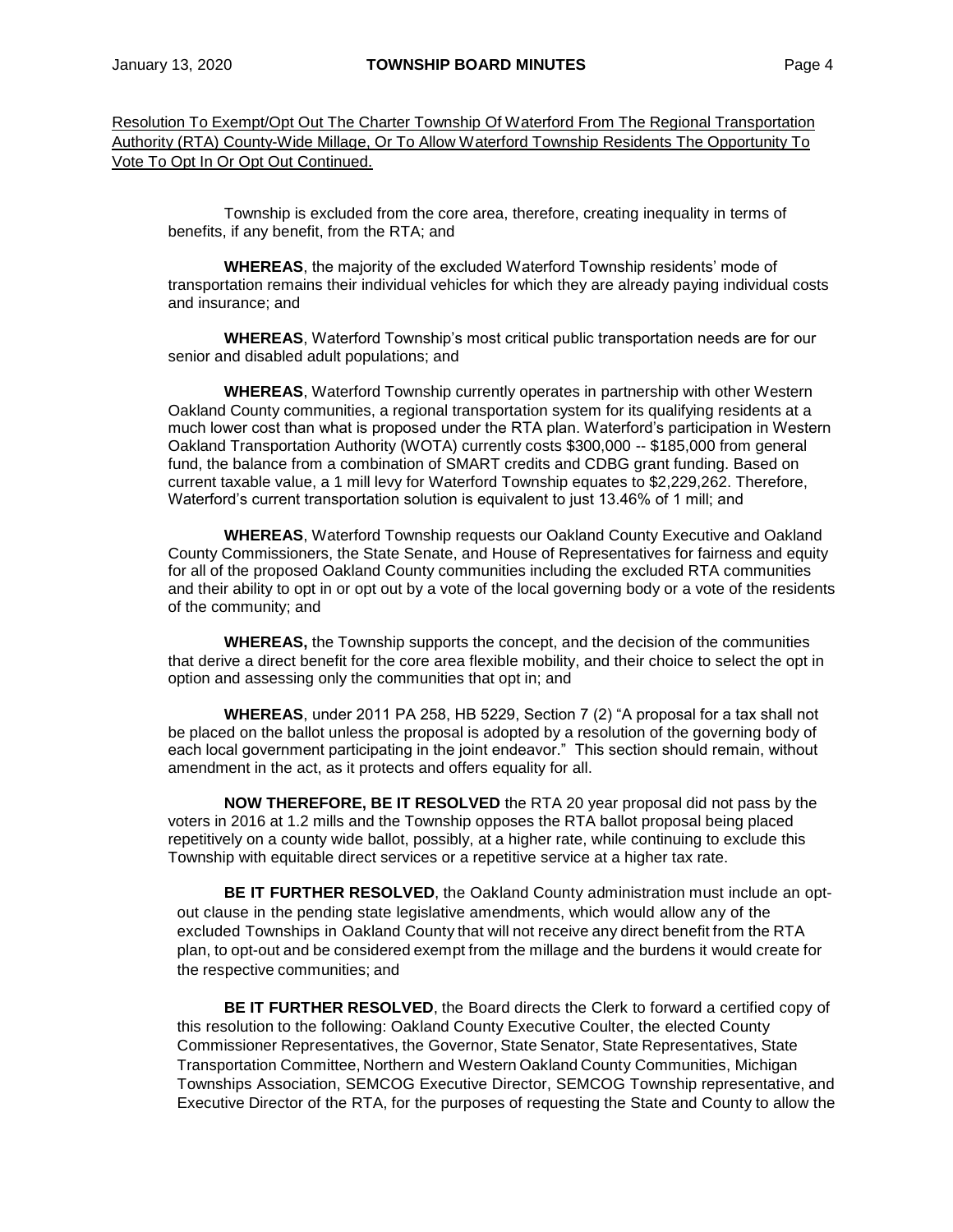Resolution To Exempt/Opt Out The Charter Township Of Waterford From The Regional Transportation Authority (RTA) County-Wide Millage, Or To Allow Waterford Township Residents The Opportunity To Vote To Opt In Or Opt Out Continued.

Township is excluded from the core area, therefore, creating inequality in terms of benefits, if any benefit, from the RTA; and

**WHEREAS**, the majority of the excluded Waterford Township residents' mode of transportation remains their individual vehicles for which they are already paying individual costs and insurance; and

**WHEREAS**, Waterford Township's most critical public transportation needs are for our senior and disabled adult populations; and

**WHEREAS**, Waterford Township currently operates in partnership with other Western Oakland County communities, a regional transportation system for its qualifying residents at a much lower cost than what is proposed under the RTA plan. Waterford's participation in Western Oakland Transportation Authority (WOTA) currently costs $300,000 -- $185,000 from general fund, the balance from a combination of SMART credits and CDBG grant funding. Based on current taxable value, a 1 mill levy for Waterford Township equates to $2,229,262. Therefore, Waterford's current transportation solution is equivalent to just 13.46% of 1 mill; and

**WHEREAS**, Waterford Township requests our Oakland County Executive and Oakland County Commissioners, the State Senate, and House of Representatives for fairness and equity for all of the proposed Oakland County communities including the excluded RTA communities and their ability to opt in or opt out by a vote of the local governing body or a vote of the residents of the community; and

**WHEREAS,** the Township supports the concept, and the decision of the communities that derive a direct benefit for the core area flexible mobility, and their choice to select the opt in option and assessing only the communities that opt in; and

**WHEREAS**, under 2011 PA 258, HB 5229, Section 7 (2) "A proposal for a tax shall not be placed on the ballot unless the proposal is adopted by a resolution of the governing body of each local government participating in the joint endeavor." This section should remain, without amendment in the act, as it protects and offers equality for all.

**NOW THEREFORE, BE IT RESOLVED** the RTA 20 year proposal did not pass by the voters in 2016 at 1.2 mills and the Township opposes the RTA ballot proposal being placed repetitively on a county wide ballot, possibly, at a higher rate, while continuing to exclude this Township with equitable direct services or a repetitive service at a higher tax rate.

**BE IT FURTHER RESOLVED**, the Oakland County administration must include an opt-out clause in the pending state legislative amendments, which would allow any of the excluded Townships in Oakland County that will not receive any direct benefit from the RTA plan, to opt-out and be considered exempt from the millage and the burdens it would create for the respective communities; and

**BE IT FURTHER RESOLVED**, the Board directs the Clerk to forward a certified copy of this resolution to the following: Oakland County Executive Coulter, the elected County Commissioner Representatives, the Governor, State Senator, State Representatives, State Transportation Committee, Northern and Western Oakland County Communities, Michigan Townships Association, SEMCOG Executive Director, SEMCOG Township representative, and Executive Director of the RTA, for the purposes of requesting the State and County to allow the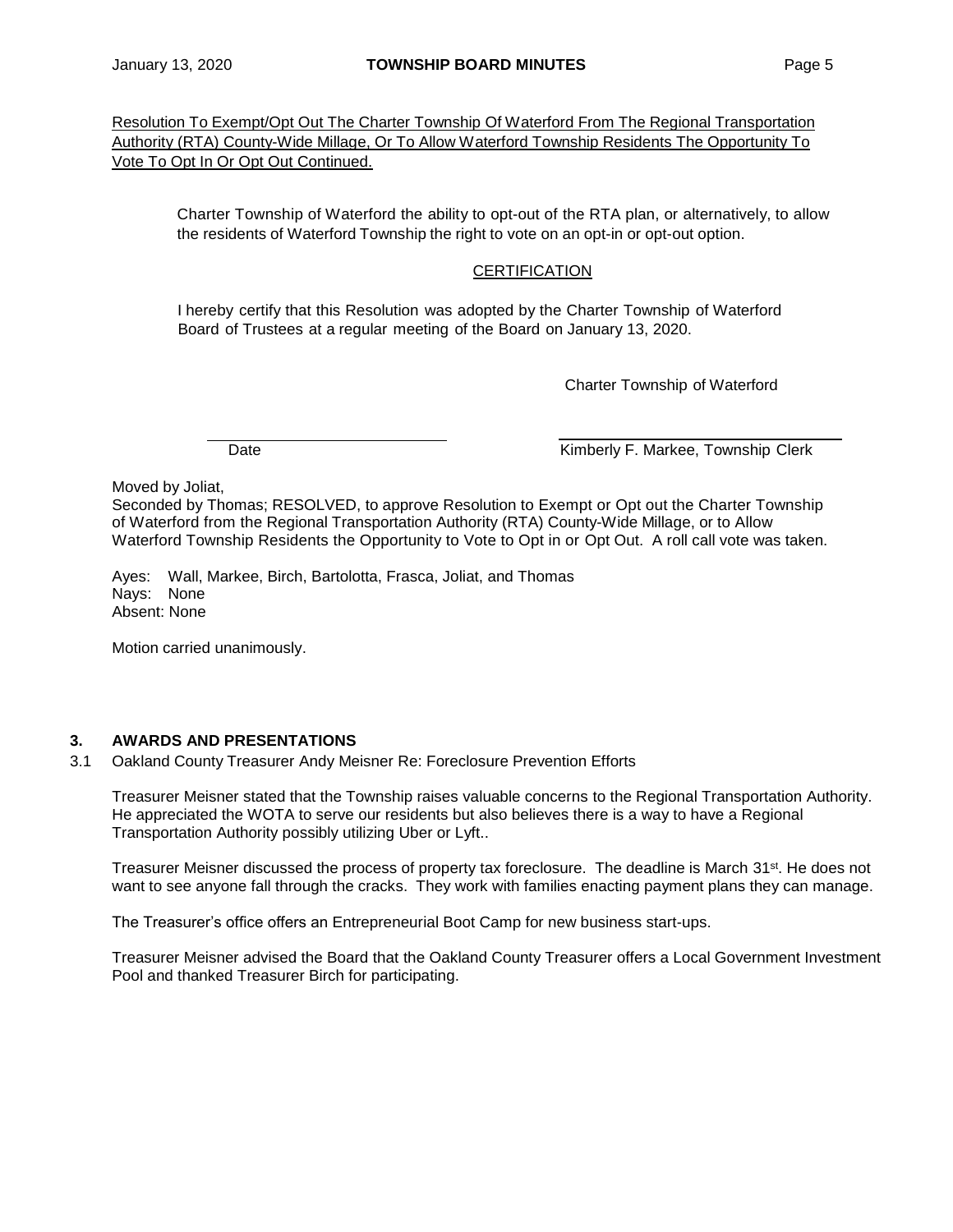Resolution To Exempt/Opt Out The Charter Township Of Waterford From The Regional Transportation Authority (RTA) County-Wide Millage, Or To Allow Waterford Township Residents The Opportunity To Vote To Opt In Or Opt Out Continued.

Charter Township of Waterford the ability to opt-out of the RTA plan, or alternatively, to allow the residents of Waterford Township the right to vote on an opt-in or opt-out option.

CERTIFICATION

I hereby certify that this Resolution was adopted by the Charter Township of Waterford Board of Trustees at a regular meeting of the Board on January 13, 2020.

Charter Township of Waterford

\_\_\_\_\_\_\_\_\_\_\_\_\_\_\_\_\_\_\_\_\_\_\_\_\_\_\_\_ \_\_\_\_\_\_\_\_\_\_\_\_\_\_\_\_\_\_\_\_\_\_\_\_\_\_\_\_\_\_\_\_

Date Kimberly F. Markee, Township Clerk

Moved by Joliat,
Seconded by Thomas; RESOLVED, to approve Resolution to Exempt or Opt out the Charter Township of Waterford from the Regional Transportation Authority (RTA) County-Wide Millage, or to Allow Waterford Township Residents the Opportunity to Vote to Opt in or Opt Out. A roll call vote was taken.

Ayes: Wall, Markee, Birch, Bartolotta, Frasca, Joliat, and Thomas
Nays: None
Absent: None

Motion carried unanimously.

## 3. AWARDS AND PRESENTATIONS

3.1 Oakland County Treasurer Andy Meisner Re: Foreclosure Prevention Efforts

Treasurer Meisner stated that the Township raises valuable concerns to the Regional Transportation Authority. He appreciated the WOTA to serve our residents but also believes there is a way to have a Regional Transportation Authority possibly utilizing Uber or Lyft..

Treasurer Meisner discussed the process of property tax foreclosure. The deadline is March 31st. He does not want to see anyone fall through the cracks. They work with families enacting payment plans they can manage.

The Treasurer's office offers an Entrepreneurial Boot Camp for new business start-ups.

Treasurer Meisner advised the Board that the Oakland County Treasurer offers a Local Government Investment Pool and thanked Treasurer Birch for participating.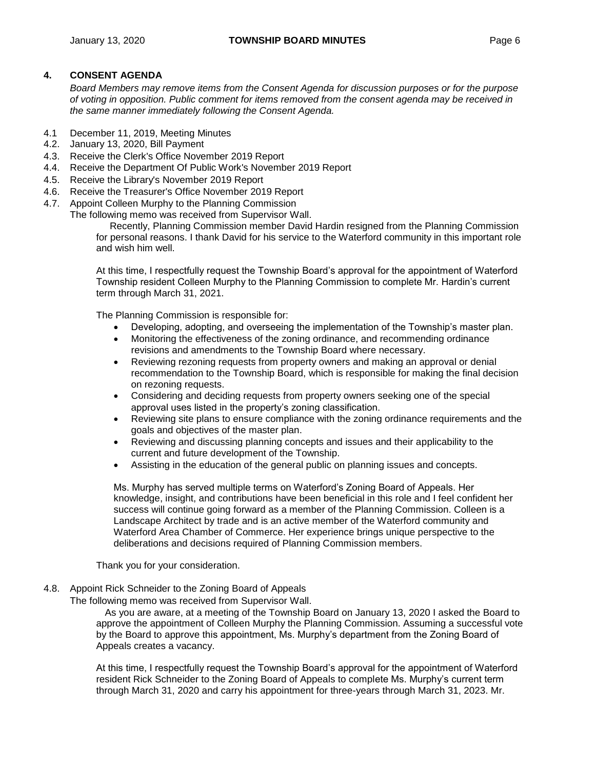## 4. CONSENT AGENDA

*Board Members may remove items from the Consent Agenda for discussion purposes or for the purpose of voting in opposition. Public comment for items removed from the consent agenda may be received in the same manner immediately following the Consent Agenda.*

4.1 December 11, 2019, Meeting Minutes

4.2. January 13, 2020, Bill Payment

4.3. Receive the Clerk's Office November 2019 Report

4.4. Receive the Department Of Public Work's November 2019 Report

4.5. Receive the Library's November 2019 Report

4.6. Receive the Treasurer's Office November 2019 Report

4.7. Appoint Colleen Murphy to the Planning Commission

The following memo was received from Supervisor Wall.

> Recently, Planning Commission member David Hardin resigned from the Planning Commission for personal reasons. I thank David for his service to the Waterford community in this important role and wish him well.
>
> At this time, I respectfully request the Township Board's approval for the appointment of Waterford Township resident Colleen Murphy to the Planning Commission to complete Mr. Hardin's current term through March 31, 2021.
>
> The Planning Commission is responsible for:
>
> - Developing, adopting, and overseeing the implementation of the Township's master plan.
> - Monitoring the effectiveness of the zoning ordinance, and recommending ordinance revisions and amendments to the Township Board where necessary.
> - Reviewing rezoning requests from property owners and making an approval or denial recommendation to the Township Board, which is responsible for making the final decision on rezoning requests.
> - Considering and deciding requests from property owners seeking one of the special approval uses listed in the property's zoning classification.
> - Reviewing site plans to ensure compliance with the zoning ordinance requirements and the goals and objectives of the master plan.
> - Reviewing and discussing planning concepts and issues and their applicability to the current and future development of the Township.
> - Assisting in the education of the general public on planning issues and concepts.
>
> Ms. Murphy has served multiple terms on Waterford's Zoning Board of Appeals. Her knowledge, insight, and contributions have been beneficial in this role and I feel confident her success will continue going forward as a member of the Planning Commission. Colleen is a Landscape Architect by trade and is an active member of the Waterford community and Waterford Area Chamber of Commerce. Her experience brings unique perspective to the deliberations and decisions required of Planning Commission members.
>
> Thank you for your consideration.

4.8. Appoint Rick Schneider to the Zoning Board of Appeals

The following memo was received from Supervisor Wall.

> As you are aware, at a meeting of the Township Board on January 13, 2020 I asked the Board to approve the appointment of Colleen Murphy the Planning Commission. Assuming a successful vote by the Board to approve this appointment, Ms. Murphy's department from the Zoning Board of Appeals creates a vacancy.
>
> At this time, I respectfully request the Township Board's approval for the appointment of Waterford resident Rick Schneider to the Zoning Board of Appeals to complete Ms. Murphy's current term through March 31, 2020 and carry his appointment for three-years through March 31, 2023. Mr.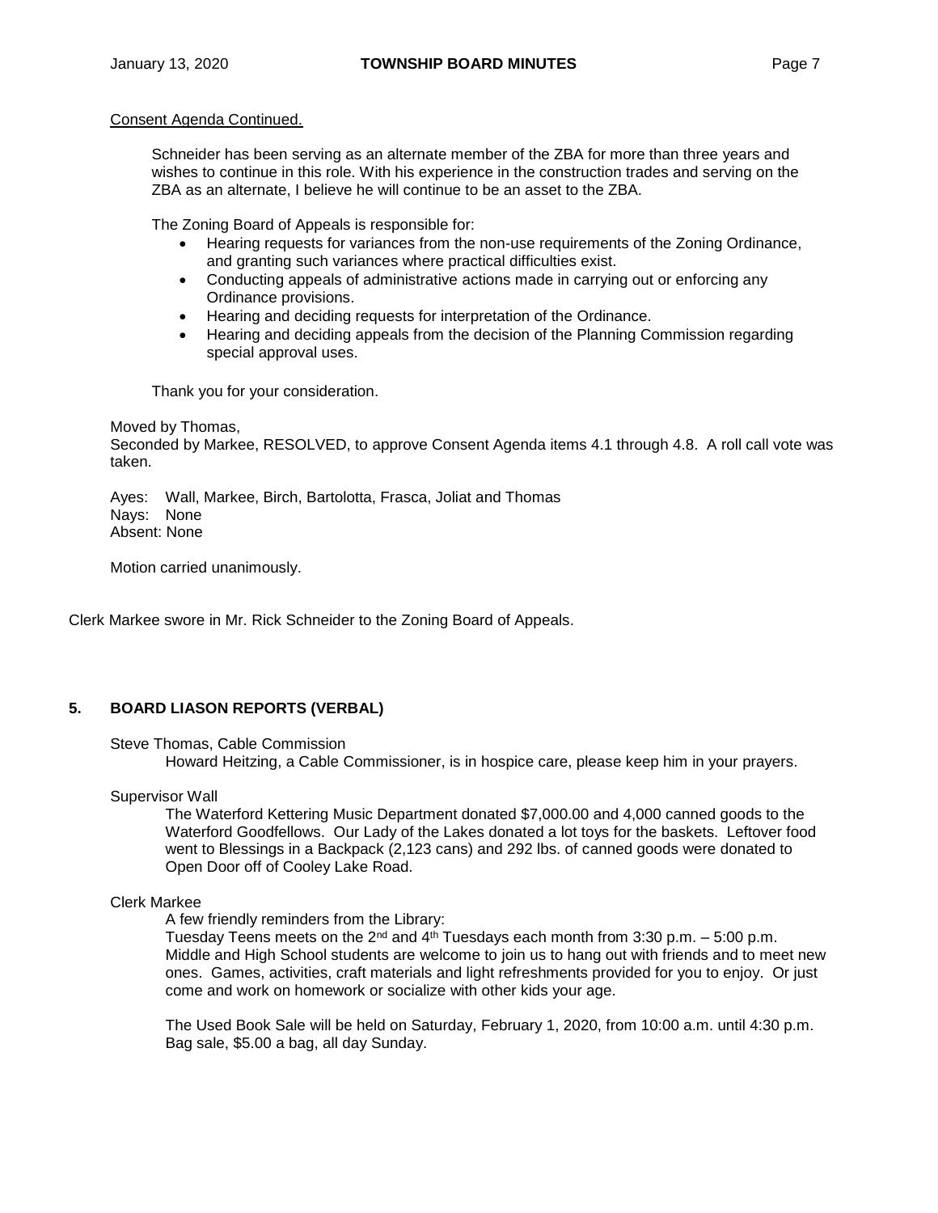Consent Agenda Continued.

Schneider has been serving as an alternate member of the ZBA for more than three years and wishes to continue in this role. With his experience in the construction trades and serving on the ZBA as an alternate, I believe he will continue to be an asset to the ZBA.

The Zoning Board of Appeals is responsible for:

- Hearing requests for variances from the non-use requirements of the Zoning Ordinance, and granting such variances where practical difficulties exist.
- Conducting appeals of administrative actions made in carrying out or enforcing any Ordinance provisions.
- Hearing and deciding requests for interpretation of the Ordinance.
- Hearing and deciding appeals from the decision of the Planning Commission regarding special approval uses.

Thank you for your consideration.

Moved by Thomas,
Seconded by Markee, RESOLVED, to approve Consent Agenda items 4.1 through 4.8. A roll call vote was taken.

Ayes: Wall, Markee, Birch, Bartolotta, Frasca, Joliat and Thomas
Nays: None
Absent: None

Motion carried unanimously.

Clerk Markee swore in Mr. Rick Schneider to the Zoning Board of Appeals.

## 5. BOARD LIASON REPORTS (VERBAL)

Steve Thomas, Cable Commission

Howard Heitzing, a Cable Commissioner, is in hospice care, please keep him in your prayers.

Supervisor Wall

The Waterford Kettering Music Department donated $7,000.00 and 4,000 canned goods to the Waterford Goodfellows. Our Lady of the Lakes donated a lot toys for the baskets. Leftover food went to Blessings in a Backpack (2,123 cans) and 292 lbs. of canned goods were donated to Open Door off of Cooley Lake Road.

Clerk Markee

A few friendly reminders from the Library:
Tuesday Teens meets on the 2nd and 4th Tuesdays each month from 3:30 p.m. – 5:00 p.m. Middle and High School students are welcome to join us to hang out with friends and to meet new ones. Games, activities, craft materials and light refreshments provided for you to enjoy. Or just come and work on homework or socialize with other kids your age.

The Used Book Sale will be held on Saturday, February 1, 2020, from 10:00 a.m. until 4:30 p.m. Bag sale, $5.00 a bag, all day Sunday.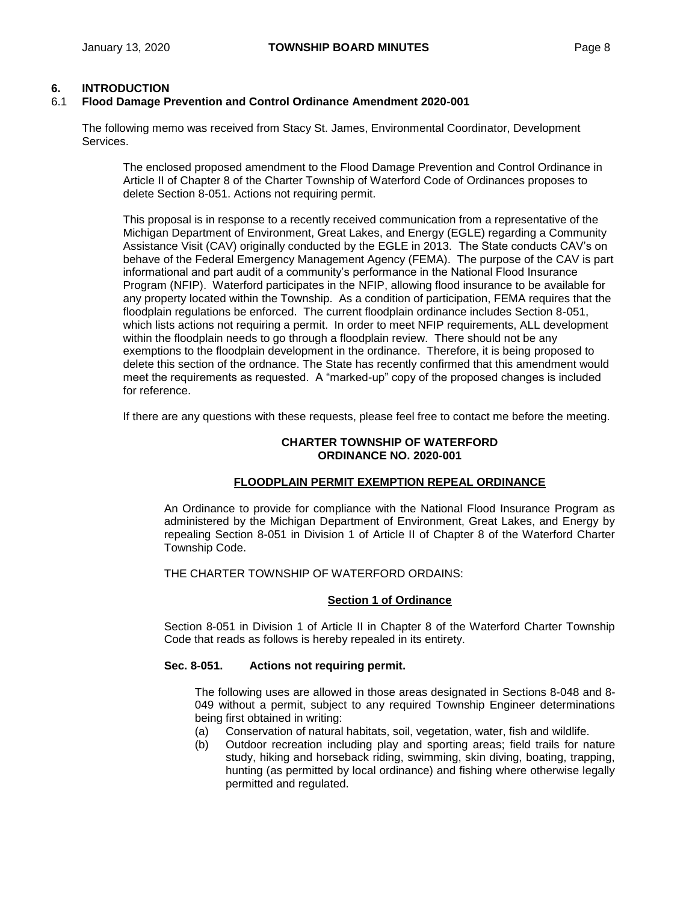## 6. INTRODUCTION

### 6.1 Flood Damage Prevention and Control Ordinance Amendment 2020-001

The following memo was received from Stacy St. James, Environmental Coordinator, Development Services.

> The enclosed proposed amendment to the Flood Damage Prevention and Control Ordinance in Article II of Chapter 8 of the Charter Township of Waterford Code of Ordinances proposes to delete Section 8-051. Actions not requiring permit.
>
> This proposal is in response to a recently received communication from a representative of the Michigan Department of Environment, Great Lakes, and Energy (EGLE) regarding a Community Assistance Visit (CAV) originally conducted by the EGLE in 2013. The State conducts CAV's on behave of the Federal Emergency Management Agency (FEMA). The purpose of the CAV is part informational and part audit of a community's performance in the National Flood Insurance Program (NFIP). Waterford participates in the NFIP, allowing flood insurance to be available for any property located within the Township. As a condition of participation, FEMA requires that the floodplain regulations be enforced. The current floodplain ordinance includes Section 8-051, which lists actions not requiring a permit. In order to meet NFIP requirements, ALL development within the floodplain needs to go through a floodplain review. There should not be any exemptions to the floodplain development in the ordinance. Therefore, it is being proposed to delete this section of the ordnance. The State has recently confirmed that this amendment would meet the requirements as requested. A "marked-up" copy of the proposed changes is included for reference.
>
> If there are any questions with these requests, please feel free to contact me before the meeting.

**CHARTER TOWNSHIP OF WATERFORD**
**ORDINANCE NO. 2020-001**

**FLOODPLAIN PERMIT EXEMPTION REPEAL ORDINANCE**

An Ordinance to provide for compliance with the National Flood Insurance Program as administered by the Michigan Department of Environment, Great Lakes, and Energy by repealing Section 8-051 in Division 1 of Article II of Chapter 8 of the Waterford Charter Township Code.

THE CHARTER TOWNSHIP OF WATERFORD ORDAINS:

**Section 1 of Ordinance**

Section 8-051 in Division 1 of Article II in Chapter 8 of the Waterford Charter Township Code that reads as follows is hereby repealed in its entirety.

**Sec. 8-051. Actions not requiring permit.**

The following uses are allowed in those areas designated in Sections 8-048 and 8-049 without a permit, subject to any required Township Engineer determinations being first obtained in writing:

(a) Conservation of natural habitats, soil, vegetation, water, fish and wildlife.

(b) Outdoor recreation including play and sporting areas; field trails for nature study, hiking and horseback riding, swimming, skin diving, boating, trapping, hunting (as permitted by local ordinance) and fishing where otherwise legally permitted and regulated.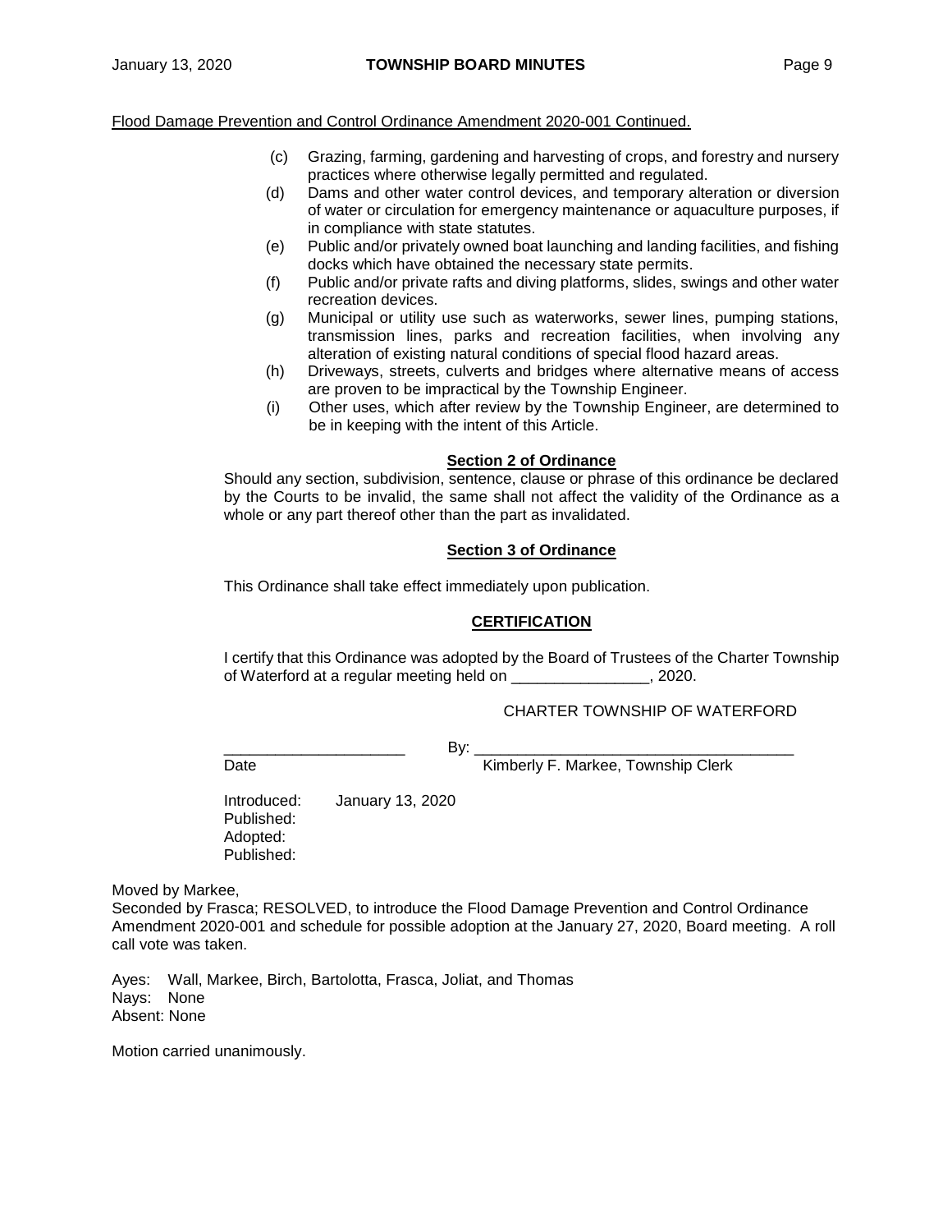Flood Damage Prevention and Control Ordinance Amendment 2020-001 Continued.

(c) Grazing, farming, gardening and harvesting of crops, and forestry and nursery practices where otherwise legally permitted and regulated.

(d) Dams and other water control devices, and temporary alteration or diversion of water or circulation for emergency maintenance or aquaculture purposes, if in compliance with state statutes.

(e) Public and/or privately owned boat launching and landing facilities, and fishing docks which have obtained the necessary state permits.

(f) Public and/or private rafts and diving platforms, slides, swings and other water recreation devices.

(g) Municipal or utility use such as waterworks, sewer lines, pumping stations, transmission lines, parks and recreation facilities, when involving any alteration of existing natural conditions of special flood hazard areas.

(h) Driveways, streets, culverts and bridges where alternative means of access are proven to be impractical by the Township Engineer.

(i) Other uses, which after review by the Township Engineer, are determined to be in keeping with the intent of this Article.

**Section 2 of Ordinance**

Should any section, subdivision, sentence, clause or phrase of this ordinance be declared by the Courts to be invalid, the same shall not affect the validity of the Ordinance as a whole or any part thereof other than the part as invalidated.

**Section 3 of Ordinance**

This Ordinance shall take effect immediately upon publication.

**CERTIFICATION**

I certify that this Ordinance was adopted by the Board of Trustees of the Charter Township of Waterford at a regular meeting held on ________________, 2020.

CHARTER TOWNSHIP OF WATERFORD

_____________________ By: ____________________________________

Date Kimberly F. Markee, Township Clerk

Introduced: January 13, 2020
Published:
Adopted:
Published:

Moved by Markee,
Seconded by Frasca; RESOLVED, to introduce the Flood Damage Prevention and Control Ordinance Amendment 2020-001 and schedule for possible adoption at the January 27, 2020, Board meeting. A roll call vote was taken.

Ayes: Wall, Markee, Birch, Bartolotta, Frasca, Joliat, and Thomas
Nays: None
Absent: None

Motion carried unanimously.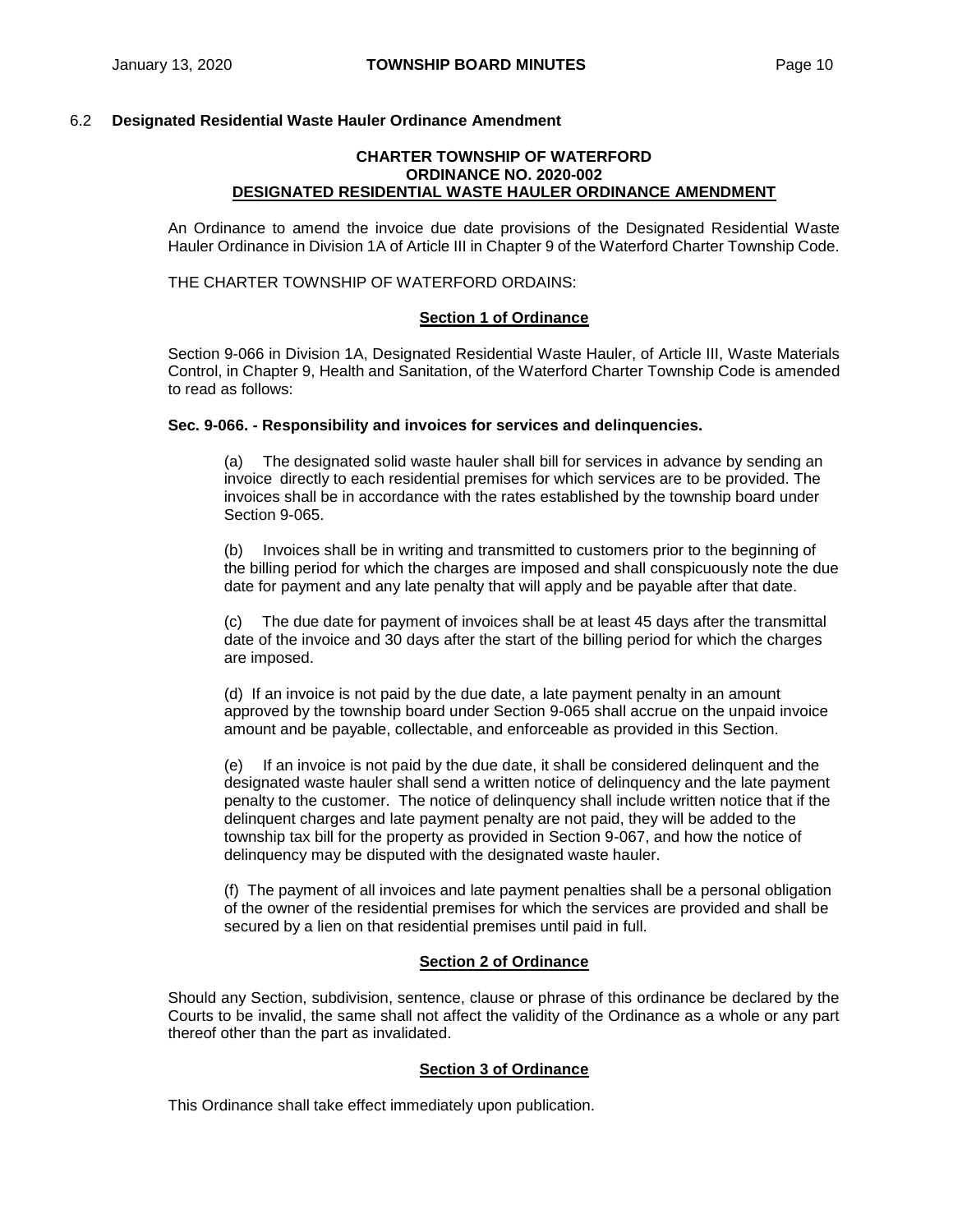### 6.2 Designated Residential Waste Hauler Ordinance Amendment

**CHARTER TOWNSHIP OF WATERFORD**
**ORDINANCE NO. 2020-002**
**<u>DESIGNATED RESIDENTIAL WASTE HAULER ORDINANCE AMENDMENT</u>**

An Ordinance to amend the invoice due date provisions of the Designated Residential Waste Hauler Ordinance in Division 1A of Article III in Chapter 9 of the Waterford Charter Township Code.

THE CHARTER TOWNSHIP OF WATERFORD ORDAINS:

**<u>Section 1 of Ordinance</u>**

Section 9-066 in Division 1A, Designated Residential Waste Hauler, of Article III, Waste Materials Control, in Chapter 9, Health and Sanitation, of the Waterford Charter Township Code is amended to read as follows:

**Sec. 9-066. - Responsibility and invoices for services and delinquencies.**

(a) The designated solid waste hauler shall bill for services in advance by sending an invoice directly to each residential premises for which services are to be provided. The invoices shall be in accordance with the rates established by the township board under Section 9-065.

(b) Invoices shall be in writing and transmitted to customers prior to the beginning of the billing period for which the charges are imposed and shall conspicuously note the due date for payment and any late penalty that will apply and be payable after that date.

(c) The due date for payment of invoices shall be at least 45 days after the transmittal date of the invoice and 30 days after the start of the billing period for which the charges are imposed.

(d) If an invoice is not paid by the due date, a late payment penalty in an amount approved by the township board under Section 9-065 shall accrue on the unpaid invoice amount and be payable, collectable, and enforceable as provided in this Section.

(e) If an invoice is not paid by the due date, it shall be considered delinquent and the designated waste hauler shall send a written notice of delinquency and the late payment penalty to the customer. The notice of delinquency shall include written notice that if the delinquent charges and late payment penalty are not paid, they will be added to the township tax bill for the property as provided in Section 9-067, and how the notice of delinquency may be disputed with the designated waste hauler.

(f) The payment of all invoices and late payment penalties shall be a personal obligation of the owner of the residential premises for which the services are provided and shall be secured by a lien on that residential premises until paid in full.

**<u>Section 2 of Ordinance</u>**

Should any Section, subdivision, sentence, clause or phrase of this ordinance be declared by the Courts to be invalid, the same shall not affect the validity of the Ordinance as a whole or any part thereof other than the part as invalidated.

**<u>Section 3 of Ordinance</u>**

This Ordinance shall take effect immediately upon publication.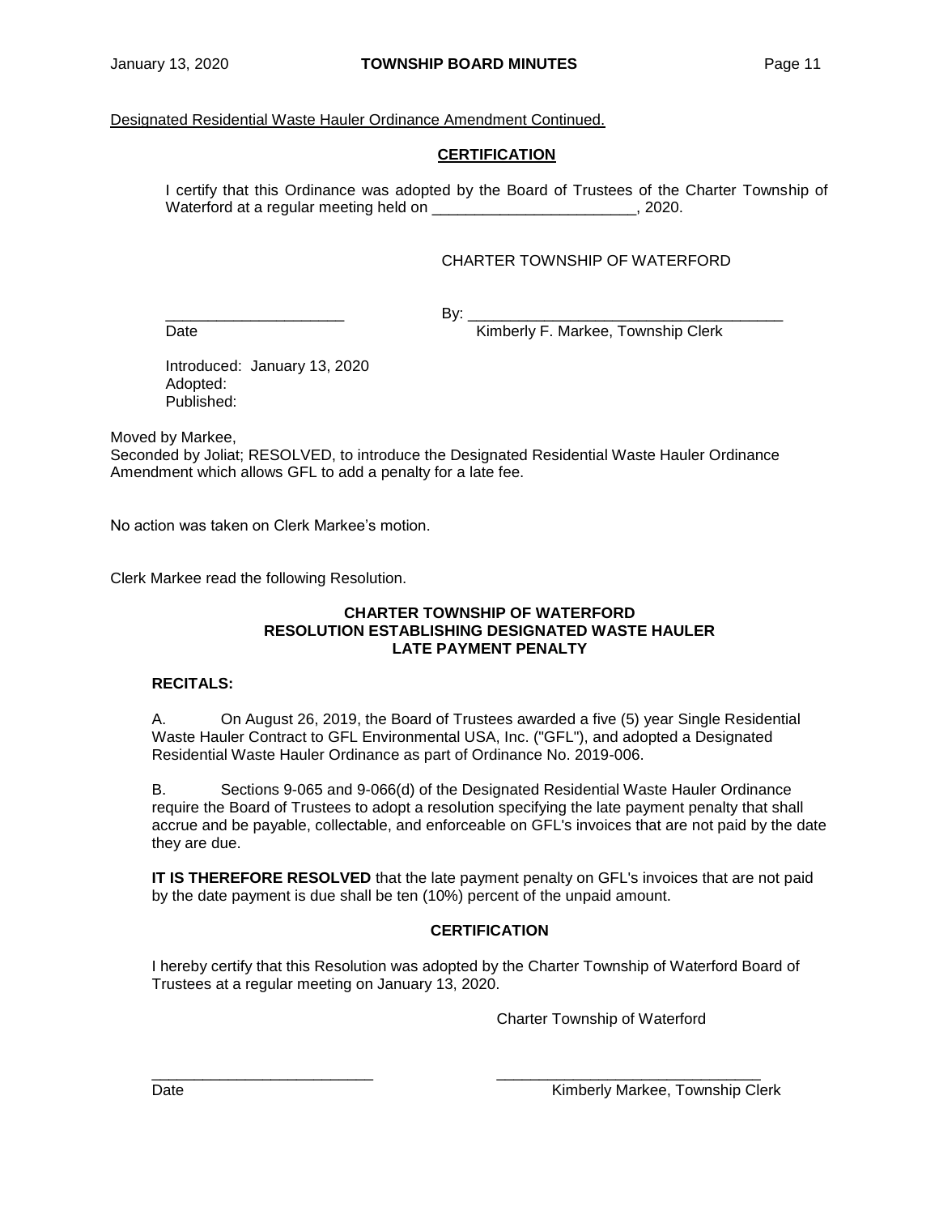Designated Residential Waste Hauler Ordinance Amendment Continued.

**CERTIFICATION**

I certify that this Ordinance was adopted by the Board of Trustees of the Charter Township of Waterford at a regular meeting held on ________________________, 2020.

CHARTER TOWNSHIP OF WATERFORD

_____________________ By: ______________________________________

Date Kimberly F. Markee, Township Clerk

Introduced: January 13, 2020
Adopted:
Published:

Moved by Markee,
Seconded by Joliat; RESOLVED, to introduce the Designated Residential Waste Hauler Ordinance Amendment which allows GFL to add a penalty for a late fee.

No action was taken on Clerk Markee's motion.

Clerk Markee read the following Resolution.

**CHARTER TOWNSHIP OF WATERFORD**
**RESOLUTION ESTABLISHING DESIGNATED WASTE HAULER**
**LATE PAYMENT PENALTY**

**RECITALS:**

A. On August 26, 2019, the Board of Trustees awarded a five (5) year Single Residential Waste Hauler Contract to GFL Environmental USA, Inc. ("GFL"), and adopted a Designated Residential Waste Hauler Ordinance as part of Ordinance No. 2019-006.

B. Sections 9-065 and 9-066(d) of the Designated Residential Waste Hauler Ordinance require the Board of Trustees to adopt a resolution specifying the late payment penalty that shall accrue and be payable, collectable, and enforceable on GFL's invoices that are not paid by the date they are due.

**IT IS THEREFORE RESOLVED** that the late payment penalty on GFL's invoices that are not paid by the date payment is due shall be ten (10%) percent of the unpaid amount.

**CERTIFICATION**

I hereby certify that this Resolution was adopted by the Charter Township of Waterford Board of Trustees at a regular meeting on January 13, 2020.

Charter Township of Waterford

__________________________ ________________________________

Date Kimberly Markee, Township Clerk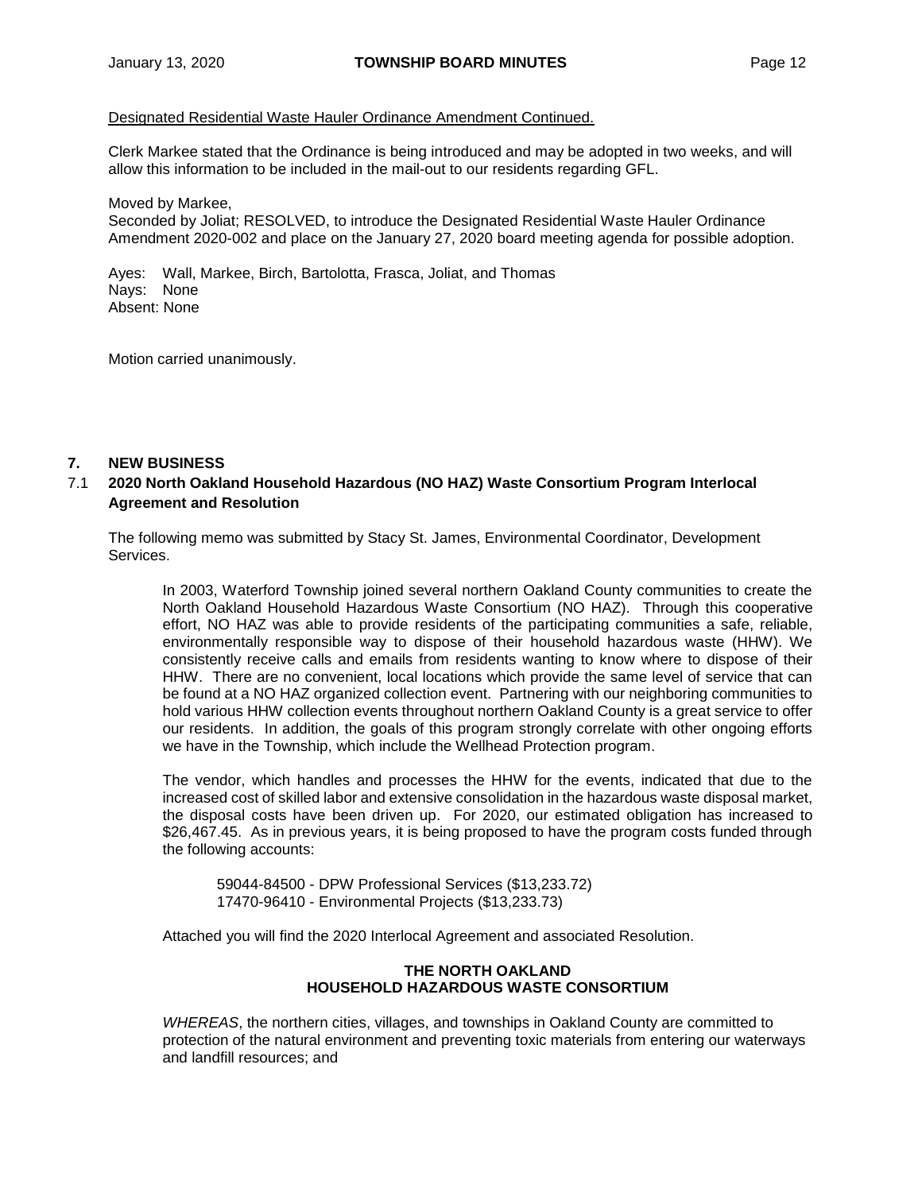Designated Residential Waste Hauler Ordinance Amendment Continued.

Clerk Markee stated that the Ordinance is being introduced and may be adopted in two weeks, and will allow this information to be included in the mail-out to our residents regarding GFL.

Moved by Markee,
Seconded by Joliat; RESOLVED, to introduce the Designated Residential Waste Hauler Ordinance Amendment 2020-002 and place on the January 27, 2020 board meeting agenda for possible adoption.

Ayes: Wall, Markee, Birch, Bartolotta, Frasca, Joliat, and Thomas
Nays: None
Absent: None

Motion carried unanimously.

## 7. NEW BUSINESS

### 7.1 2020 North Oakland Household Hazardous (NO HAZ) Waste Consortium Program Interlocal Agreement and Resolution

The following memo was submitted by Stacy St. James, Environmental Coordinator, Development Services.

> In 2003, Waterford Township joined several northern Oakland County communities to create the North Oakland Household Hazardous Waste Consortium (NO HAZ). Through this cooperative effort, NO HAZ was able to provide residents of the participating communities a safe, reliable, environmentally responsible way to dispose of their household hazardous waste (HHW). We consistently receive calls and emails from residents wanting to know where to dispose of their HHW. There are no convenient, local locations which provide the same level of service that can be found at a NO HAZ organized collection event. Partnering with our neighboring communities to hold various HHW collection events throughout northern Oakland County is a great service to offer our residents. In addition, the goals of this program strongly correlate with other ongoing efforts we have in the Township, which include the Wellhead Protection program.
>
> The vendor, which handles and processes the HHW for the events, indicated that due to the increased cost of skilled labor and extensive consolidation in the hazardous waste disposal market, the disposal costs have been driven up. For 2020, our estimated obligation has increased to $26,467.45. As in previous years, it is being proposed to have the program costs funded through the following accounts:
>
> 59044-84500 - DPW Professional Services ($13,233.72)
> 17470-96410 - Environmental Projects ($13,233.73)
>
> Attached you will find the 2020 Interlocal Agreement and associated Resolution.

**THE NORTH OAKLAND**
**HOUSEHOLD HAZARDOUS WASTE CONSORTIUM**

*WHEREAS*, the northern cities, villages, and townships in Oakland County are committed to protection of the natural environment and preventing toxic materials from entering our waterways and landfill resources; and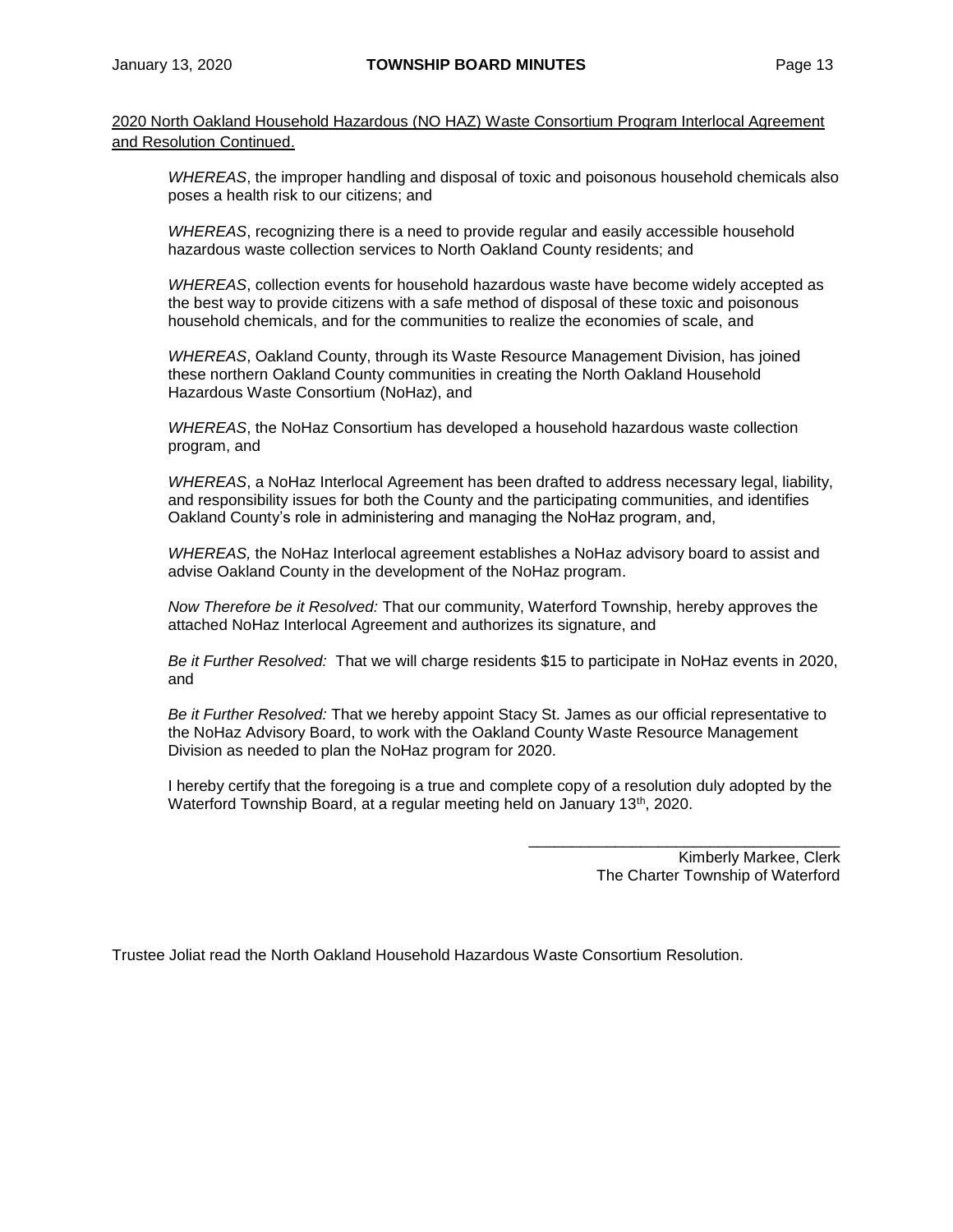2020 North Oakland Household Hazardous (NO HAZ) Waste Consortium Program Interlocal Agreement and Resolution Continued.

*WHEREAS*, the improper handling and disposal of toxic and poisonous household chemicals also poses a health risk to our citizens; and

*WHEREAS*, recognizing there is a need to provide regular and easily accessible household hazardous waste collection services to North Oakland County residents; and

*WHEREAS*, collection events for household hazardous waste have become widely accepted as the best way to provide citizens with a safe method of disposal of these toxic and poisonous household chemicals, and for the communities to realize the economies of scale, and

*WHEREAS*, Oakland County, through its Waste Resource Management Division, has joined these northern Oakland County communities in creating the North Oakland Household Hazardous Waste Consortium (NoHaz), and

*WHEREAS*, the NoHaz Consortium has developed a household hazardous waste collection program, and

*WHEREAS*, a NoHaz Interlocal Agreement has been drafted to address necessary legal, liability, and responsibility issues for both the County and the participating communities, and identifies Oakland County's role in administering and managing the NoHaz program, and,

*WHEREAS,* the NoHaz Interlocal agreement establishes a NoHaz advisory board to assist and advise Oakland County in the development of the NoHaz program.

*Now Therefore be it Resolved:* That our community, Waterford Township, hereby approves the attached NoHaz Interlocal Agreement and authorizes its signature, and

*Be it Further Resolved:* That we will charge residents $15 to participate in NoHaz events in 2020, and

*Be it Further Resolved:* That we hereby appoint Stacy St. James as our official representative to the NoHaz Advisory Board, to work with the Oakland County Waste Resource Management Division as needed to plan the NoHaz program for 2020.

I hereby certify that the foregoing is a true and complete copy of a resolution duly adopted by the Waterford Township Board, at a regular meeting held on January 13th, 2020.

\_\_\_\_\_\_\_\_\_\_\_\_\_\_\_\_\_\_\_\_\_\_\_\_\_\_\_\_\_\_\_\_\_\_\_\_

Kimberly Markee, Clerk
The Charter Township of Waterford

Trustee Joliat read the North Oakland Household Hazardous Waste Consortium Resolution.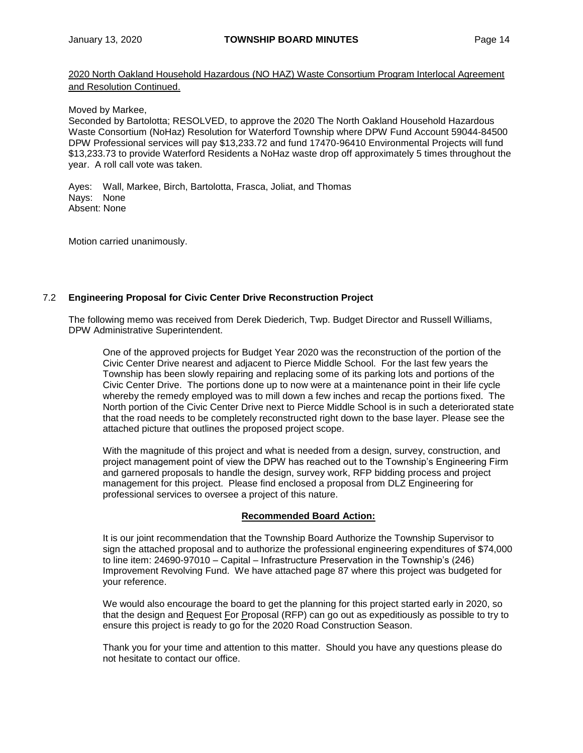2020 North Oakland Household Hazardous (NO HAZ) Waste Consortium Program Interlocal Agreement and Resolution Continued.

Moved by Markee,
Seconded by Bartolotta; RESOLVED, to approve the 2020 The North Oakland Household Hazardous Waste Consortium (NoHaz) Resolution for Waterford Township where DPW Fund Account 59044-84500 DPW Professional services will pay $13,233.72 and fund 17470-96410 Environmental Projects will fund $13,233.73 to provide Waterford Residents a NoHaz waste drop off approximately 5 times throughout the year. A roll call vote was taken.

Ayes: Wall, Markee, Birch, Bartolotta, Frasca, Joliat, and Thomas
Nays: None
Absent: None

Motion carried unanimously.

### 7.2 Engineering Proposal for Civic Center Drive Reconstruction Project

The following memo was received from Derek Diederich, Twp. Budget Director and Russell Williams, DPW Administrative Superintendent.

> One of the approved projects for Budget Year 2020 was the reconstruction of the portion of the Civic Center Drive nearest and adjacent to Pierce Middle School. For the last few years the Township has been slowly repairing and replacing some of its parking lots and portions of the Civic Center Drive. The portions done up to now were at a maintenance point in their life cycle whereby the remedy employed was to mill down a few inches and recap the portions fixed. The North portion of the Civic Center Drive next to Pierce Middle School is in such a deteriorated state that the road needs to be completely reconstructed right down to the base layer. Please see the attached picture that outlines the proposed project scope.
>
> With the magnitude of this project and what is needed from a design, survey, construction, and project management point of view the DPW has reached out to the Township's Engineering Firm and garnered proposals to handle the design, survey work, RFP bidding process and project management for this project. Please find enclosed a proposal from DLZ Engineering for professional services to oversee a project of this nature.
>
> **Recommended Board Action:**
>
> It is our joint recommendation that the Township Board Authorize the Township Supervisor to sign the attached proposal and to authorize the professional engineering expenditures of $74,000 to line item: 24690-97010 – Capital – Infrastructure Preservation in the Township's (246) Improvement Revolving Fund. We have attached page 87 where this project was budgeted for your reference.
>
> We would also encourage the board to get the planning for this project started early in 2020, so that the design and Request For Proposal (RFP) can go out as expeditiously as possible to try to ensure this project is ready to go for the 2020 Road Construction Season.
>
> Thank you for your time and attention to this matter. Should you have any questions please do not hesitate to contact our office.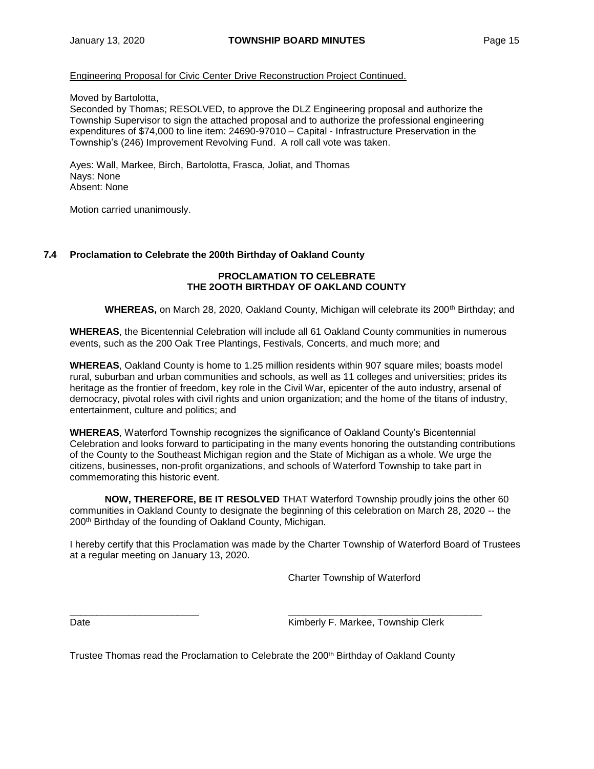Engineering Proposal for Civic Center Drive Reconstruction Project Continued.

Moved by Bartolotta,
Seconded by Thomas; RESOLVED, to approve the DLZ Engineering proposal and authorize the Township Supervisor to sign the attached proposal and to authorize the professional engineering expenditures of $74,000 to line item: 24690-97010 – Capital - Infrastructure Preservation in the Township's (246) Improvement Revolving Fund. A roll call vote was taken.

Ayes: Wall, Markee, Birch, Bartolotta, Frasca, Joliat, and Thomas
Nays: None
Absent: None

Motion carried unanimously.

### 7.4 Proclamation to Celebrate the 200th Birthday of Oakland County

**PROCLAMATION TO CELEBRATE THE 2OOTH BIRTHDAY OF OAKLAND COUNTY**

**WHEREAS,** on March 28, 2020, Oakland County, Michigan will celebrate its 200th Birthday; and

**WHEREAS**, the Bicentennial Celebration will include all 61 Oakland County communities in numerous events, such as the 200 Oak Tree Plantings, Festivals, Concerts, and much more; and

**WHEREAS**, Oakland County is home to 1.25 million residents within 907 square miles; boasts model rural, suburban and urban communities and schools, as well as 11 colleges and universities; prides its heritage as the frontier of freedom, key role in the Civil War, epicenter of the auto industry, arsenal of democracy, pivotal roles with civil rights and union organization; and the home of the titans of industry, entertainment, culture and politics; and

**WHEREAS**, Waterford Township recognizes the significance of Oakland County's Bicentennial Celebration and looks forward to participating in the many events honoring the outstanding contributions of the County to the Southeast Michigan region and the State of Michigan as a whole. We urge the citizens, businesses, non-profit organizations, and schools of Waterford Township to take part in commemorating this historic event.

**NOW, THEREFORE, BE IT RESOLVED** THAT Waterford Township proudly joins the other 60 communities in Oakland County to designate the beginning of this celebration on March 28, 2020 -- the 200th Birthday of the founding of Oakland County, Michigan.

I hereby certify that this Proclamation was made by the Charter Township of Waterford Board of Trustees at a regular meeting on January 13, 2020.

Charter Township of Waterford

________________________ ____________________________________
Date Kimberly F. Markee, Township Clerk

Trustee Thomas read the Proclamation to Celebrate the 200th Birthday of Oakland County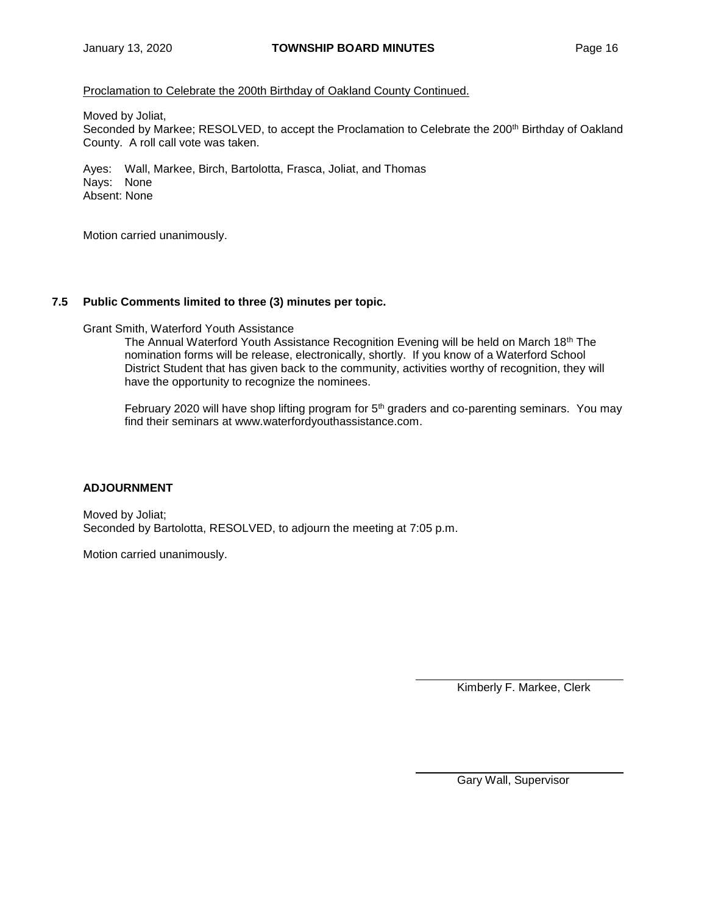Proclamation to Celebrate the 200th Birthday of Oakland County Continued.

Moved by Joliat,
Seconded by Markee; RESOLVED, to accept the Proclamation to Celebrate the 200th Birthday of Oakland County. A roll call vote was taken.

Ayes: Wall, Markee, Birch, Bartolotta, Frasca, Joliat, and Thomas
Nays: None
Absent: None

Motion carried unanimously.

### 7.5 Public Comments limited to three (3) minutes per topic.

Grant Smith, Waterford Youth Assistance

The Annual Waterford Youth Assistance Recognition Evening will be held on March 18th The nomination forms will be release, electronically, shortly. If you know of a Waterford School District Student that has given back to the community, activities worthy of recognition, they will have the opportunity to recognize the nominees.

February 2020 will have shop lifting program for 5th graders and co-parenting seminars. You may find their seminars at www.waterfordyouthassistance.com.

### ADJOURNMENT

Moved by Joliat;
Seconded by Bartolotta, RESOLVED, to adjourn the meeting at 7:05 p.m.

Motion carried unanimously.

Kimberly F. Markee, Clerk

Gary Wall, Supervisor